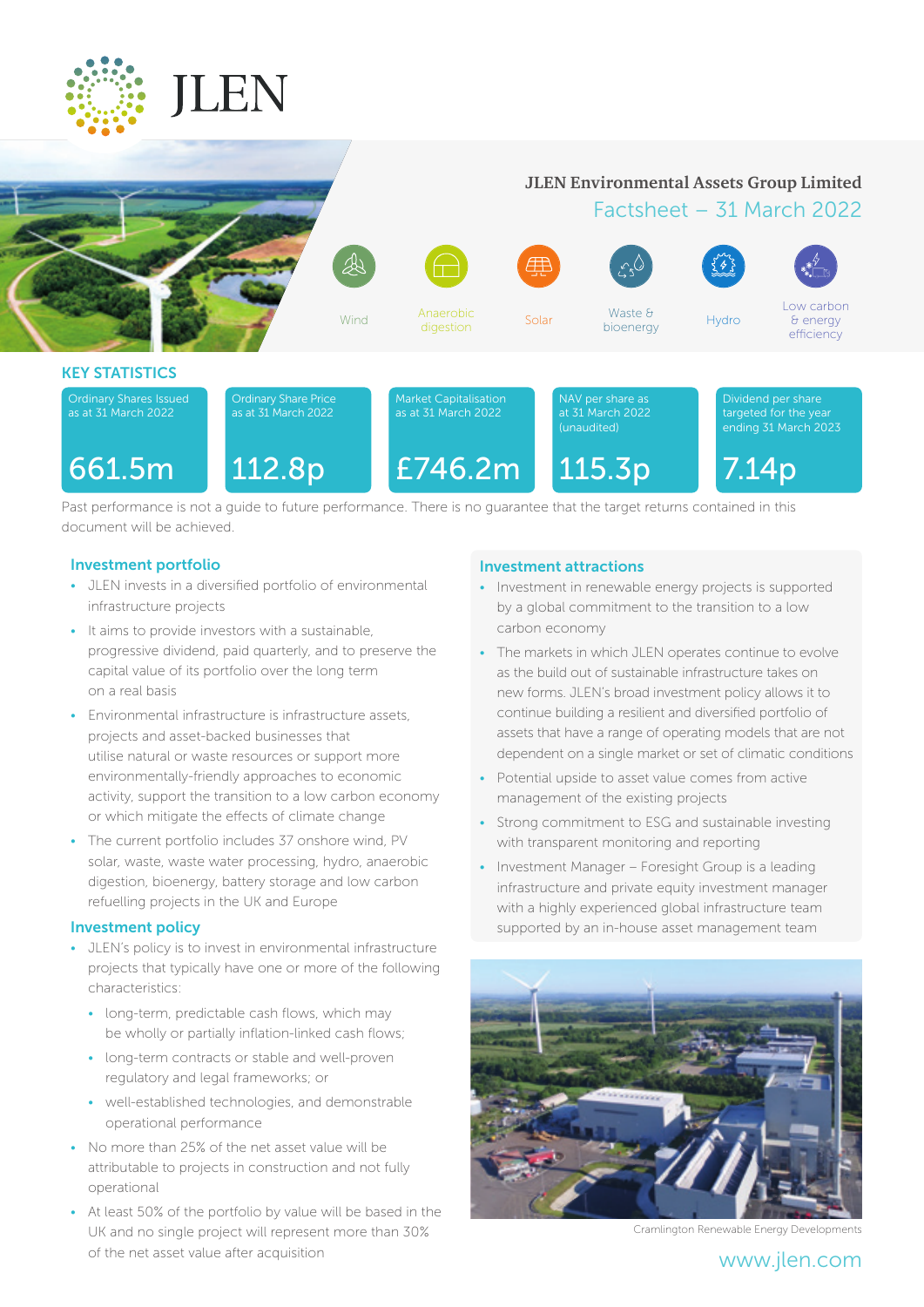# JLEN

## JLEN Environmental Assets Group Limited

### Factsheet – 31 March 2022

Wind | Anaerobic digestion | Solar | Waste & bioenergy | Hydro | Low carbon & energy efficiency

## KEY STATISTICS

| Ordinary Shares Issued as at 31 March 2022 | Ordinary Share Price as at 31 March 2022 | Market Capitalisation as at 31 March 2022 | NAV per share as at 31 March 2022 (unaudited) | Dividend per share targeted for the year ending 31 March 2023 |
| --- | --- | --- | --- | --- |
| 661.5m | 112.8p | £746.2m | 115.3p | 7.14p |

Past performance is not a guide to future performance. There is no guarantee that the target returns contained in this document will be achieved.

### Investment portfolio

- JLEN invests in a diversified portfolio of environmental infrastructure projects
- It aims to provide investors with a sustainable, progressive dividend, paid quarterly, and to preserve the capital value of its portfolio over the long term on a real basis
- Environmental infrastructure is infrastructure assets, projects and asset-backed businesses that utilise natural or waste resources or support more environmentally-friendly approaches to economic activity, support the transition to a low carbon economy or which mitigate the effects of climate change
- The current portfolio includes 37 onshore wind, PV solar, waste, waste water processing, hydro, anaerobic digestion, bioenergy, battery storage and low carbon refuelling projects in the UK and Europe

### Investment policy

- JLEN's policy is to invest in environmental infrastructure projects that typically have one or more of the following characteristics:
  - long-term, predictable cash flows, which may be wholly or partially inflation-linked cash flows;
  - long-term contracts or stable and well-proven regulatory and legal frameworks; or
  - well-established technologies, and demonstrable operational performance
- No more than 25% of the net asset value will be attributable to projects in construction and not fully operational
- At least 50% of the portfolio by value will be based in the UK and no single project will represent more than 30% of the net asset value after acquisition

### Investment attractions

- Investment in renewable energy projects is supported by a global commitment to the transition to a low carbon economy
- The markets in which JLEN operates continue to evolve as the build out of sustainable infrastructure takes on new forms. JLEN's broad investment policy allows it to continue building a resilient and diversified portfolio of assets that have a range of operating models that are not dependent on a single market or set of climatic conditions
- Potential upside to asset value comes from active management of the existing projects
- Strong commitment to ESG and sustainable investing with transparent monitoring and reporting
- Investment Manager – Foresight Group is a leading infrastructure and private equity investment manager with a highly experienced global infrastructure team supported by an in-house asset management team

Cramlington Renewable Energy Developments

www.jlen.com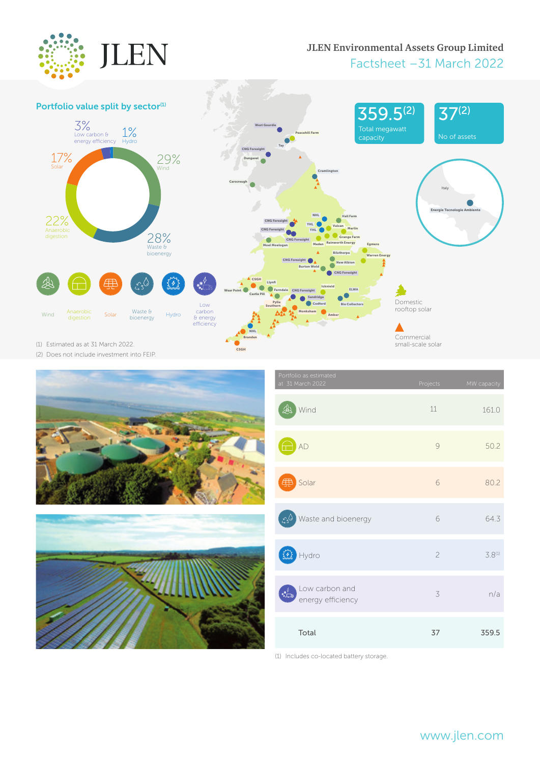# JLEN

## JLEN Environmental Assets Group Limited

Factsheet – 31 March 2022

### Portfolio value split by sector[1]

- 29% Wind
- 28% Waste & bioenergy
- 22% Anaerobic digestion
- 17% Solar
- 3% Low carbon & energy efficiency
- 1% Hydro

**359.5**[2] Total megawatt capacity

**37**[2] No of assets

Wind | Anaerobic digestion | Solar | Waste & bioenergy | Hydro | Low carbon & energy efficiency

West Gourdie, Peacehill Farm, Tay, CNG Foresight, Dungavel, Carscreugh, Cramlington, Italy, Energie Tecnologie Ambiente, NHL, Hall Farm, CNG Foresight, YHL, Vulcan, CNG Foresight, YHL, Merlin, Grange Farm, CNG Foresight, Rainworth Energy, Moel Moelogan, Meden, Egmere, Bilsthorpe, Warren Energy, CNG Foresight, New Albion, Burton Wold, CNG Foresight, CSGH, Llynfi, Icknield, ELWA, Wear Point, Ferndale, CNG Foresight, Castle Pill, Sandridge, Pylle Southern, Codford, Bio Collectors, Monksham, Amber, NHL, Branden, CSGH

Domestic rooftop solar

Commercial small-scale solar

(1) Estimated as at 31 March 2022.

(2) Does not include investment into FEIP.

| Portfolio as estimated at 31 March 2022 | Projects | MW capacity |
|---|---|---|
| Wind | 11 | 161.0 |
| AD | 9 | 50.2 |
| Solar | 6 | 80.2 |
| Waste and bioenergy | 6 | 64.3 |
| Hydro | 2 | 3.8[1] |
| Low carbon and energy efficiency | 3 | n/a |
| **Total** | **37** | **359.5** |

(1) Includes co-located battery storage.

www.jlen.com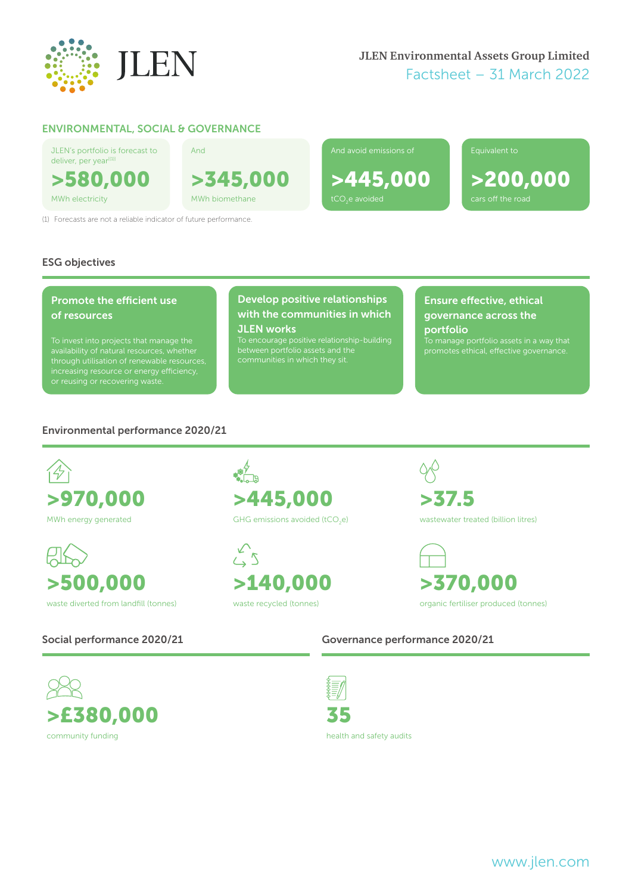JLEN

**JLEN Environmental Assets Group Limited**
Factsheet – 31 March 2022

## ENVIRONMENTAL, SOCIAL & GOVERNANCE

JLEN's portfolio is forecast to deliver, per year[(1)]

**>580,000**
MWh electricity

And

**>345,000**
MWh biomethane

And avoid emissions of

**>445,000**
$tCO_2e$ avoided

Equivalent to

**>200,000**
cars off the road

(1) Forecasts are not a reliable indicator of future performance.

### ESG objectives

**Promote the efficient use of resources**

To invest into projects that manage the availability of natural resources, whether through utilisation of renewable resources, increasing resource or energy efficiency, or reusing or recovering waste.

**Develop positive relationships with the communities in which JLEN works**

To encourage positive relationship-building between portfolio assets and the communities in which they sit.

**Ensure effective, ethical governance across the portfolio**

To manage portfolio assets in a way that promotes ethical, effective governance.

### Environmental performance 2020/21

**>970,000**
MWh energy generated

**>445,000**
GHG emissions avoided ($tCO_2e$)

**>37.5**
wastewater treated (billion litres)

**>500,000**
waste diverted from landfill (tonnes)

**>140,000**
waste recycled (tonnes)

**>370,000**
organic fertiliser produced (tonnes)

### Social performance 2020/21

**>£380,000**
community funding

### Governance performance 2020/21

**35**
health and safety audits

www.jlen.com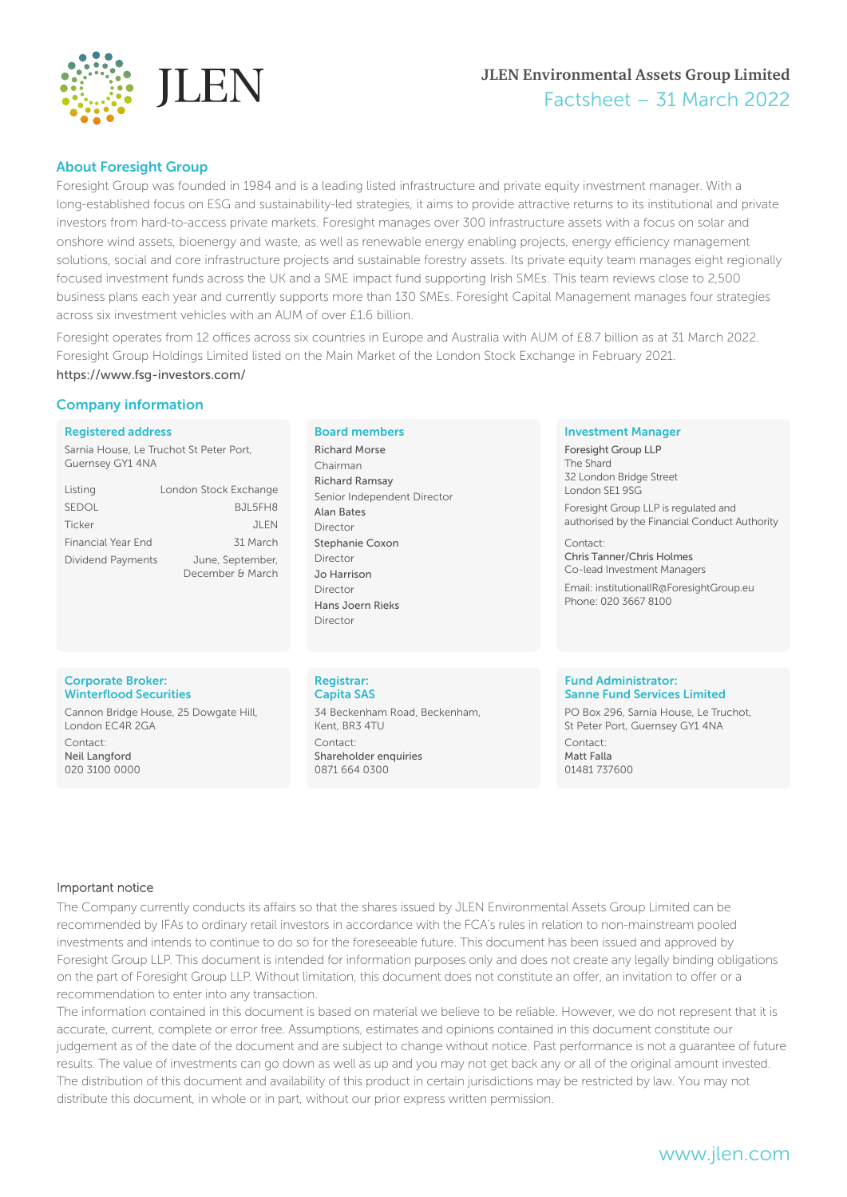JLEN

**JLEN Environmental Assets Group Limited**
Factsheet – 31 March 2022

## About Foresight Group

Foresight Group was founded in 1984 and is a leading listed infrastructure and private equity investment manager. With a long-established focus on ESG and sustainability-led strategies, it aims to provide attractive returns to its institutional and private investors from hard-to-access private markets. Foresight manages over 300 infrastructure assets with a focus on solar and onshore wind assets, bioenergy and waste, as well as renewable energy enabling projects, energy efficiency management solutions, social and core infrastructure projects and sustainable forestry assets. Its private equity team manages eight regionally focused investment funds across the UK and a SME impact fund supporting Irish SMEs. This team reviews close to 2,500 business plans each year and currently supports more than 130 SMEs. Foresight Capital Management manages four strategies across six investment vehicles with an AUM of over £1.6 billion.

Foresight operates from 12 offices across six countries in Europe and Australia with AUM of £8.7 billion as at 31 March 2022. Foresight Group Holdings Limited listed on the Main Market of the London Stock Exchange in February 2021.

https://www.fsg-investors.com/

## Company information

### Registered address

Sarnia House, Le Truchot St Peter Port, Guernsey GY1 4NA

| | |
|---|---|
| Listing | London Stock Exchange |
| SEDOL | BJL5FH8 |
| Ticker | JLEN |
| Financial Year End | 31 March |
| Dividend Payments | June, September, December & March |

### Board members

Richard Morse
Chairman

Richard Ramsay
Senior Independent Director

Alan Bates
Director

Stephanie Coxon
Director

Jo Harrison
Director

Hans Joern Rieks
Director

### Investment Manager

Foresight Group LLP
The Shard
32 London Bridge Street
London SE1 9SG

Foresight Group LLP is regulated and authorised by the Financial Conduct Authority

Contact:
Chris Tanner/Chris Holmes
Co-lead Investment Managers

Email: institutionalIR@ForesightGroup.eu
Phone: 020 3667 8100

### Corporate Broker: Winterflood Securities

Cannon Bridge House, 25 Dowgate Hill, London EC4R 2GA

Contact:
Neil Langford
020 3100 0000

### Registrar: Capita SAS

34 Beckenham Road, Beckenham, Kent, BR3 4TU

Contact:
Shareholder enquiries
0871 664 0300

### Fund Administrator: Sanne Fund Services Limited

PO Box 296, Sarnia House, Le Truchot, St Peter Port, Guernsey GY1 4NA

Contact:
Matt Falla
01481 737600

### Important notice

The Company currently conducts its affairs so that the shares issued by JLEN Environmental Assets Group Limited can be recommended by IFAs to ordinary retail investors in accordance with the FCA's rules in relation to non-mainstream pooled investments and intends to continue to do so for the foreseeable future. This document has been issued and approved by Foresight Group LLP. This document is intended for information purposes only and does not create any legally binding obligations on the part of Foresight Group LLP. Without limitation, this document does not constitute an offer, an invitation to offer or a recommendation to enter into any transaction.

The information contained in this document is based on material we believe to be reliable. However, we do not represent that it is accurate, current, complete or error free. Assumptions, estimates and opinions contained in this document constitute our judgement as of the date of the document and are subject to change without notice. Past performance is not a guarantee of future results. The value of investments can go down as well as up and you may not get back any or all of the original amount invested. The distribution of this document and availability of this product in certain jurisdictions may be restricted by law. You may not distribute this document, in whole or in part, without our prior express written permission.

www.jlen.com